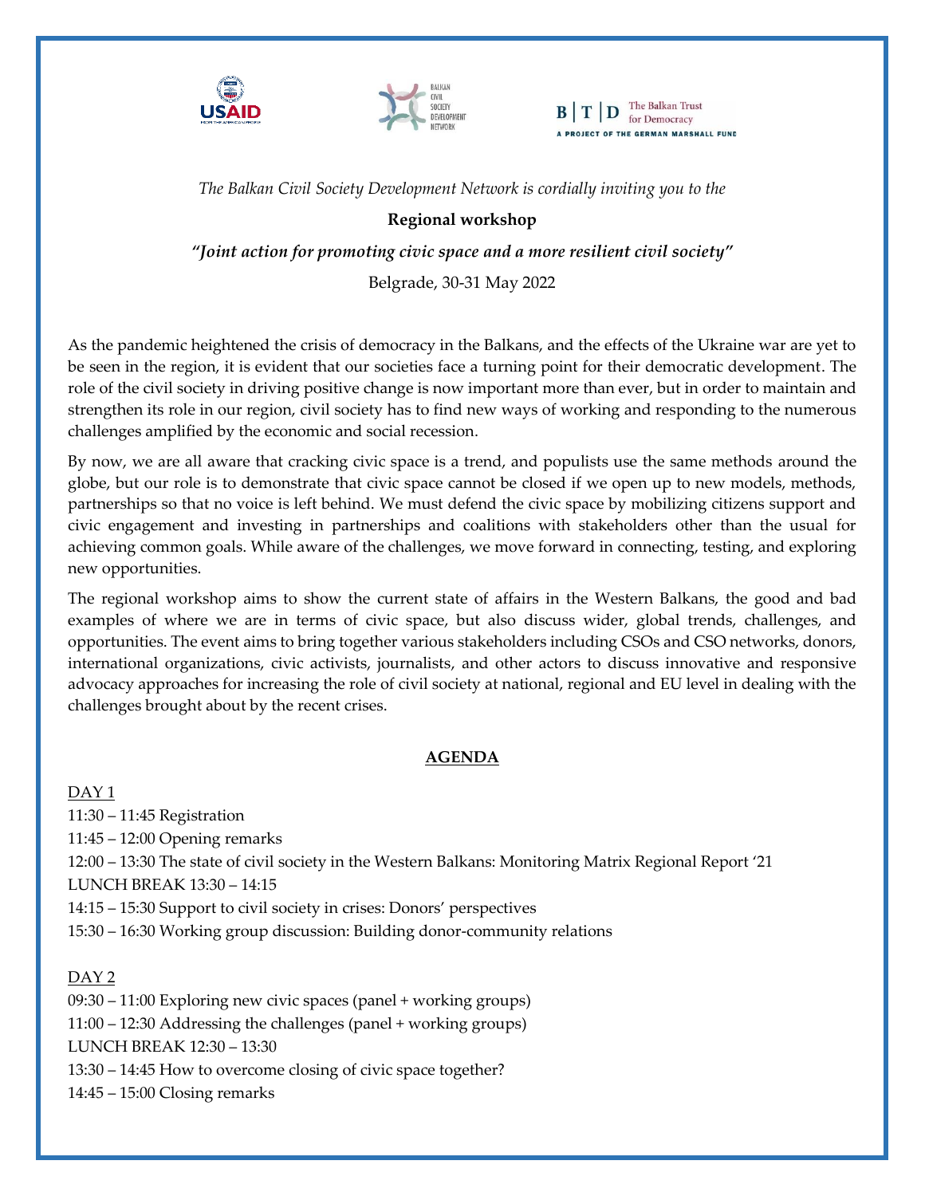*The Balkan Civil Society Development Network is cordially inviting you to the*

**Regional workshop**

***"Joint action for promoting civic space and a more resilient civil society"***

Belgrade, 30-31 May 2022

As the pandemic heightened the crisis of democracy in the Balkans, and the effects of the Ukraine war are yet to be seen in the region, it is evident that our societies face a turning point for their democratic development. The role of the civil society in driving positive change is now important more than ever, but in order to maintain and strengthen its role in our region, civil society has to find new ways of working and responding to the numerous challenges amplified by the economic and social recession.

By now, we are all aware that cracking civic space is a trend, and populists use the same methods around the globe, but our role is to demonstrate that civic space cannot be closed if we open up to new models, methods, partnerships so that no voice is left behind. We must defend the civic space by mobilizing citizens support and civic engagement and investing in partnerships and coalitions with stakeholders other than the usual for achieving common goals. While aware of the challenges, we move forward in connecting, testing, and exploring new opportunities.

The regional workshop aims to show the current state of affairs in the Western Balkans, the good and bad examples of where we are in terms of civic space, but also discuss wider, global trends, challenges, and opportunities. The event aims to bring together various stakeholders including CSOs and CSO networks, donors, international organizations, civic activists, journalists, and other actors to discuss innovative and responsive advocacy approaches for increasing the role of civil society at national, regional and EU level in dealing with the challenges brought about by the recent crises.

## AGENDA

DAY 1

11:30 – 11:45 Registration

11:45 – 12:00 Opening remarks

12:00 – 13:30 The state of civil society in the Western Balkans: Monitoring Matrix Regional Report '21

LUNCH BREAK 13:30 – 14:15

14:15 – 15:30 Support to civil society in crises: Donors' perspectives

15:30 – 16:30 Working group discussion: Building donor-community relations

DAY 2

09:30 – 11:00 Exploring new civic spaces (panel + working groups)

11:00 – 12:30 Addressing the challenges (panel + working groups)

LUNCH BREAK 12:30 – 13:30

13:30 – 14:45 How to overcome closing of civic space together?

14:45 – 15:00 Closing remarks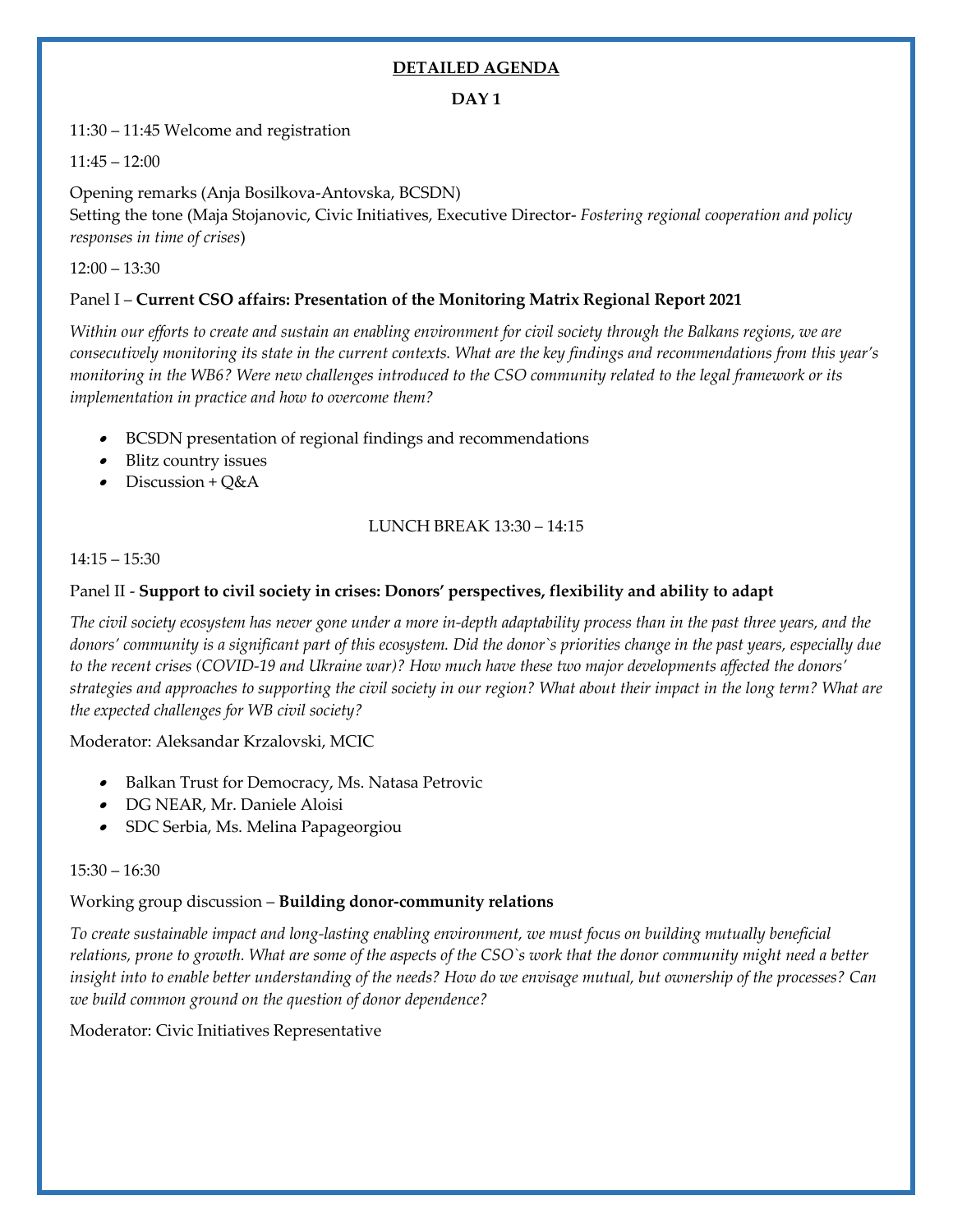# DETAILED AGENDA

## DAY 1

11:30 – 11:45 Welcome and registration

11:45 – 12:00

Opening remarks (Anja Bosilkova-Antovska, BCSDN)
Setting the tone (Maja Stojanovic, Civic Initiatives, Executive Director- *Fostering regional cooperation and policy responses in time of crises*)

12:00 – 13:30

Panel I – **Current CSO affairs: Presentation of the Monitoring Matrix Regional Report 2021**

*Within our efforts to create and sustain an enabling environment for civil society through the Balkans regions, we are consecutively monitoring its state in the current contexts. What are the key findings and recommendations from this year's monitoring in the WB6? Were new challenges introduced to the CSO community related to the legal framework or its implementation in practice and how to overcome them?*

- BCSDN presentation of regional findings and recommendations
- Blitz country issues
- Discussion + Q&A

LUNCH BREAK 13:30 – 14:15

14:15 – 15:30

Panel II - **Support to civil society in crises: Donors' perspectives, flexibility and ability to adapt**

*The civil society ecosystem has never gone under a more in-depth adaptability process than in the past three years, and the donors' community is a significant part of this ecosystem. Did the donor`s priorities change in the past years, especially due to the recent crises (COVID-19 and Ukraine war)? How much have these two major developments affected the donors' strategies and approaches to supporting the civil society in our region? What about their impact in the long term? What are the expected challenges for WB civil society?*

Moderator: Aleksandar Krzalovski, MCIC

- Balkan Trust for Democracy, Ms. Natasa Petrovic
- DG NEAR, Mr. Daniele Aloisi
- SDC Serbia, Ms. Melina Papageorgiou

15:30 – 16:30

Working group discussion – **Building donor-community relations**

*To create sustainable impact and long-lasting enabling environment, we must focus on building mutually beneficial relations, prone to growth. What are some of the aspects of the CSO`s work that the donor community might need a better insight into to enable better understanding of the needs? How do we envisage mutual, but ownership of the processes? Can we build common ground on the question of donor dependence?*

Moderator: Civic Initiatives Representative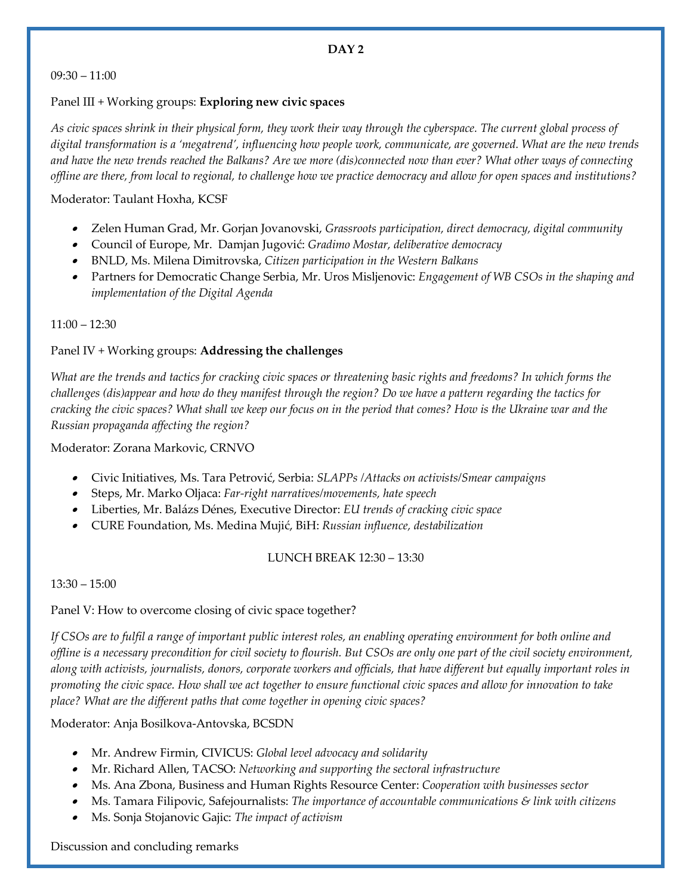## DAY 2

09:30 – 11:00

Panel III + Working groups: **Exploring new civic spaces**

*As civic spaces shrink in their physical form, they work their way through the cyberspace. The current global process of digital transformation is a 'megatrend', influencing how people work, communicate, are governed. What are the new trends and have the new trends reached the Balkans? Are we more (dis)connected now than ever? What other ways of connecting offline are there, from local to regional, to challenge how we practice democracy and allow for open spaces and institutions?*

Moderator: Taulant Hoxha, KCSF

- Zelen Human Grad, Mr. Gorjan Jovanovski, *Grassroots participation, direct democracy, digital community*
- Council of Europe, Mr. Damjan Jugović: *Gradimo Mostar, deliberative democracy*
- BNLD, Ms. Milena Dimitrovska, *Citizen participation in the Western Balkans*
- Partners for Democratic Change Serbia, Mr. Uros Misljenovic: *Engagement of WB CSOs in the shaping and implementation of the Digital Agenda*

11:00 – 12:30

Panel IV + Working groups: **Addressing the challenges**

*What are the trends and tactics for cracking civic spaces or threatening basic rights and freedoms? In which forms the challenges (dis)appear and how do they manifest through the region? Do we have a pattern regarding the tactics for cracking the civic spaces? What shall we keep our focus on in the period that comes? How is the Ukraine war and the Russian propaganda affecting the region?*

Moderator: Zorana Markovic, CRNVO

- Civic Initiatives, Ms. Tara Petrović, Serbia: *SLAPPs /Attacks on activists/Smear campaigns*
- Steps, Mr. Marko Oljaca: *Far-right narratives/movements, hate speech*
- Liberties, Mr. Balázs Dénes, Executive Director: *EU trends of cracking civic space*
- CURE Foundation, Ms. Medina Mujić, BiH: *Russian influence, destabilization*

LUNCH BREAK 12:30 – 13:30

13:30 – 15:00

Panel V: How to overcome closing of civic space together?

*If CSOs are to fulfil a range of important public interest roles, an enabling operating environment for both online and offline is a necessary precondition for civil society to flourish. But CSOs are only one part of the civil society environment, along with activists, journalists, donors, corporate workers and officials, that have different but equally important roles in promoting the civic space. How shall we act together to ensure functional civic spaces and allow for innovation to take place? What are the different paths that come together in opening civic spaces?*

Moderator: Anja Bosilkova-Antovska, BCSDN

- Mr. Andrew Firmin, CIVICUS: *Global level advocacy and solidarity*
- Mr. Richard Allen, TACSO: *Networking and supporting the sectoral infrastructure*
- Ms. Ana Zbona, Business and Human Rights Resource Center: *Cooperation with businesses sector*
- Ms. Tamara Filipovic, Safejournalists: *The importance of accountable communications & link with citizens*
- Ms. Sonja Stojanovic Gajic: *The impact of activism*

Discussion and concluding remarks